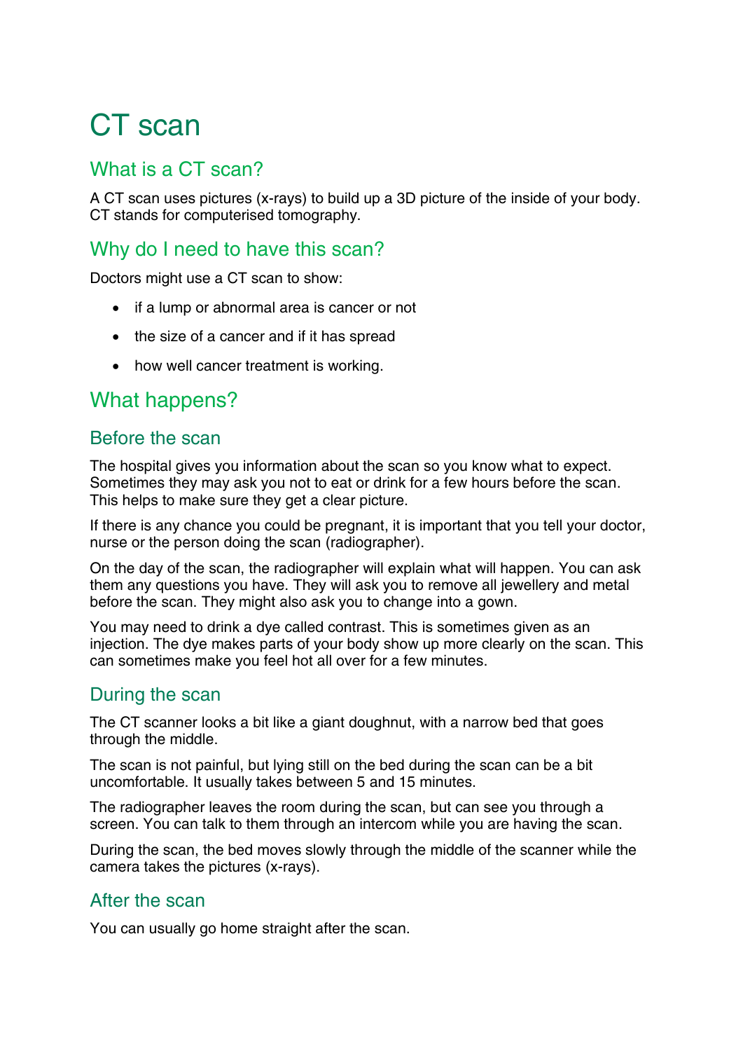# CT scan

## What is a CT scan?

A CT scan uses pictures (x-rays) to build up a 3D picture of the inside of your body. CT stands for computerised tomography.

## Why do I need to have this scan?

Doctors might use a CT scan to show:

- if a lump or abnormal area is cancer or not
- the size of a cancer and if it has spread
- how well cancer treatment is working.

## What happens?

### Before the scan

The hospital gives you information about the scan so you know what to expect. Sometimes they may ask you not to eat or drink for a few hours before the scan. This helps to make sure they get a clear picture.

If there is any chance you could be pregnant, it is important that you tell your doctor, nurse or the person doing the scan (radiographer).

On the day of the scan, the radiographer will explain what will happen. You can ask them any questions you have. They will ask you to remove all jewellery and metal before the scan. They might also ask you to change into a gown.

You may need to drink a dye called contrast. This is sometimes given as an injection. The dye makes parts of your body show up more clearly on the scan. This can sometimes make you feel hot all over for a few minutes.

### During the scan

The CT scanner looks a bit like a giant doughnut, with a narrow bed that goes through the middle.

The scan is not painful, but lying still on the bed during the scan can be a bit uncomfortable. It usually takes between 5 and 15 minutes.

The radiographer leaves the room during the scan, but can see you through a screen. You can talk to them through an intercom while you are having the scan.

During the scan, the bed moves slowly through the middle of the scanner while the camera takes the pictures (x-rays).

### After the scan

You can usually go home straight after the scan.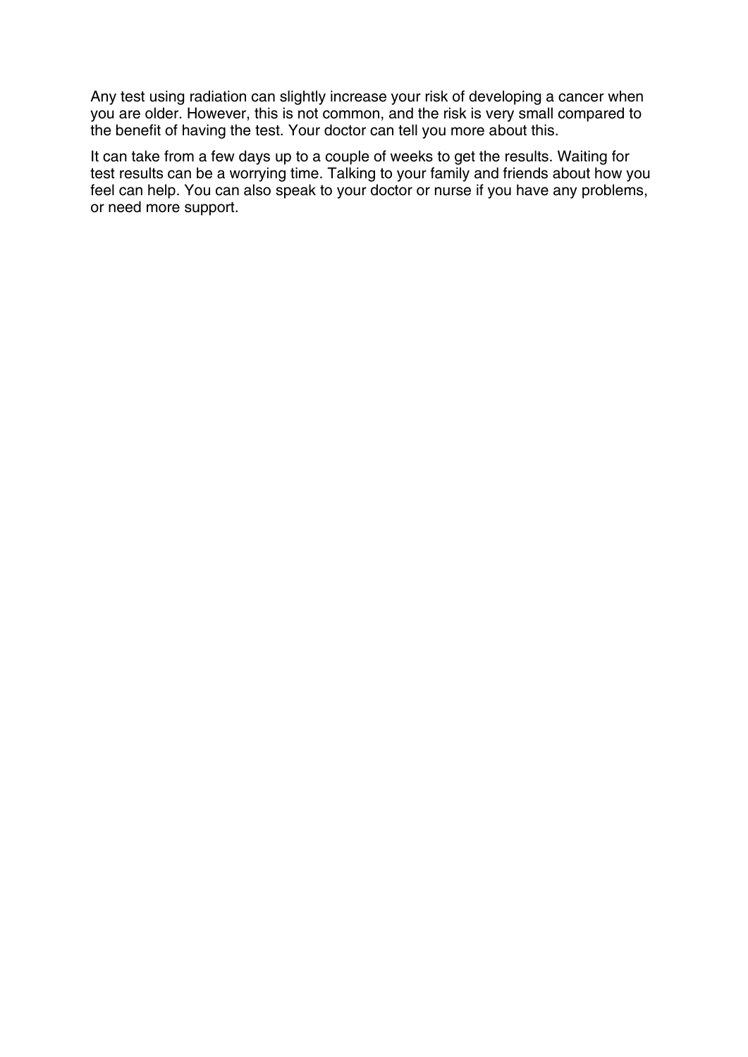Any test using radiation can slightly increase your risk of developing a cancer when you are older. However, this is not common, and the risk is very small compared to the benefit of having the test. Your doctor can tell you more about this.

It can take from a few days up to a couple of weeks to get the results. Waiting for test results can be a worrying time. Talking to your family and friends about how you feel can help. You can also speak to your doctor or nurse if you have any problems, or need more support.